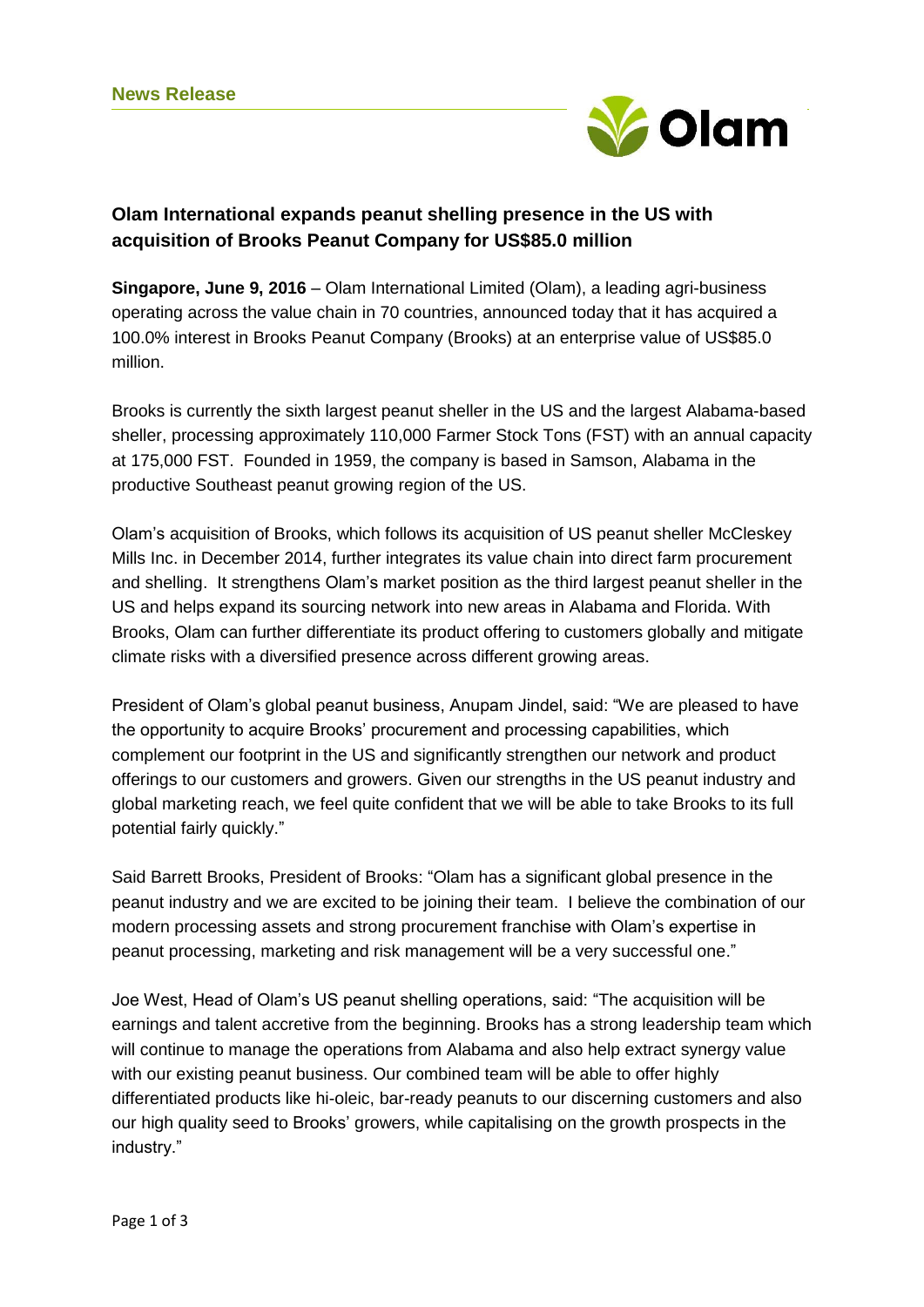**News Release**

# Olam International expands peanut shelling presence in the US with acquisition of Brooks Peanut Company for US$85.0 million

**Singapore, June 9, 2016** – Olam International Limited (Olam), a leading agri-business operating across the value chain in 70 countries, announced today that it has acquired a 100.0% interest in Brooks Peanut Company (Brooks) at an enterprise value of US$85.0 million.

Brooks is currently the sixth largest peanut sheller in the US and the largest Alabama-based sheller, processing approximately 110,000 Farmer Stock Tons (FST) with an annual capacity at 175,000 FST. Founded in 1959, the company is based in Samson, Alabama in the productive Southeast peanut growing region of the US.

Olam's acquisition of Brooks, which follows its acquisition of US peanut sheller McCleskey Mills Inc. in December 2014, further integrates its value chain into direct farm procurement and shelling. It strengthens Olam's market position as the third largest peanut sheller in the US and helps expand its sourcing network into new areas in Alabama and Florida. With Brooks, Olam can further differentiate its product offering to customers globally and mitigate climate risks with a diversified presence across different growing areas.

President of Olam's global peanut business, Anupam Jindel, said: "We are pleased to have the opportunity to acquire Brooks' procurement and processing capabilities, which complement our footprint in the US and significantly strengthen our network and product offerings to our customers and growers. Given our strengths in the US peanut industry and global marketing reach, we feel quite confident that we will be able to take Brooks to its full potential fairly quickly."

Said Barrett Brooks, President of Brooks: "Olam has a significant global presence in the peanut industry and we are excited to be joining their team. I believe the combination of our modern processing assets and strong procurement franchise with Olam's expertise in peanut processing, marketing and risk management will be a very successful one."

Joe West, Head of Olam's US peanut shelling operations, said: "The acquisition will be earnings and talent accretive from the beginning. Brooks has a strong leadership team which will continue to manage the operations from Alabama and also help extract synergy value with our existing peanut business. Our combined team will be able to offer highly differentiated products like hi-oleic, bar-ready peanuts to our discerning customers and also our high quality seed to Brooks' growers, while capitalising on the growth prospects in the industry."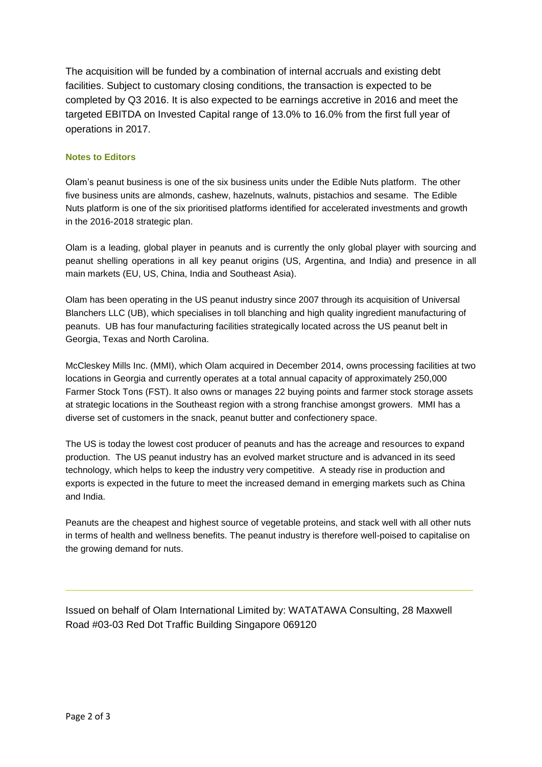The acquisition will be funded by a combination of internal accruals and existing debt facilities. Subject to customary closing conditions, the transaction is expected to be completed by Q3 2016. It is also expected to be earnings accretive in 2016 and meet the targeted EBITDA on Invested Capital range of 13.0% to 16.0% from the first full year of operations in 2017.

### Notes to Editors

Olam's peanut business is one of the six business units under the Edible Nuts platform. The other five business units are almonds, cashew, hazelnuts, walnuts, pistachios and sesame. The Edible Nuts platform is one of the six prioritised platforms identified for accelerated investments and growth in the 2016-2018 strategic plan.

Olam is a leading, global player in peanuts and is currently the only global player with sourcing and peanut shelling operations in all key peanut origins (US, Argentina, and India) and presence in all main markets (EU, US, China, India and Southeast Asia).

Olam has been operating in the US peanut industry since 2007 through its acquisition of Universal Blanchers LLC (UB), which specialises in toll blanching and high quality ingredient manufacturing of peanuts. UB has four manufacturing facilities strategically located across the US peanut belt in Georgia, Texas and North Carolina.

McCleskey Mills Inc. (MMI), which Olam acquired in December 2014, owns processing facilities at two locations in Georgia and currently operates at a total annual capacity of approximately 250,000 Farmer Stock Tons (FST). It also owns or manages 22 buying points and farmer stock storage assets at strategic locations in the Southeast region with a strong franchise amongst growers. MMI has a diverse set of customers in the snack, peanut butter and confectionery space.

The US is today the lowest cost producer of peanuts and has the acreage and resources to expand production. The US peanut industry has an evolved market structure and is advanced in its seed technology, which helps to keep the industry very competitive. A steady rise in production and exports is expected in the future to meet the increased demand in emerging markets such as China and India.

Peanuts are the cheapest and highest source of vegetable proteins, and stack well with all other nuts in terms of health and wellness benefits. The peanut industry is therefore well-poised to capitalise on the growing demand for nuts.

---

Issued on behalf of Olam International Limited by: WATATAWA Consulting, 28 Maxwell Road #03-03 Red Dot Traffic Building Singapore 069120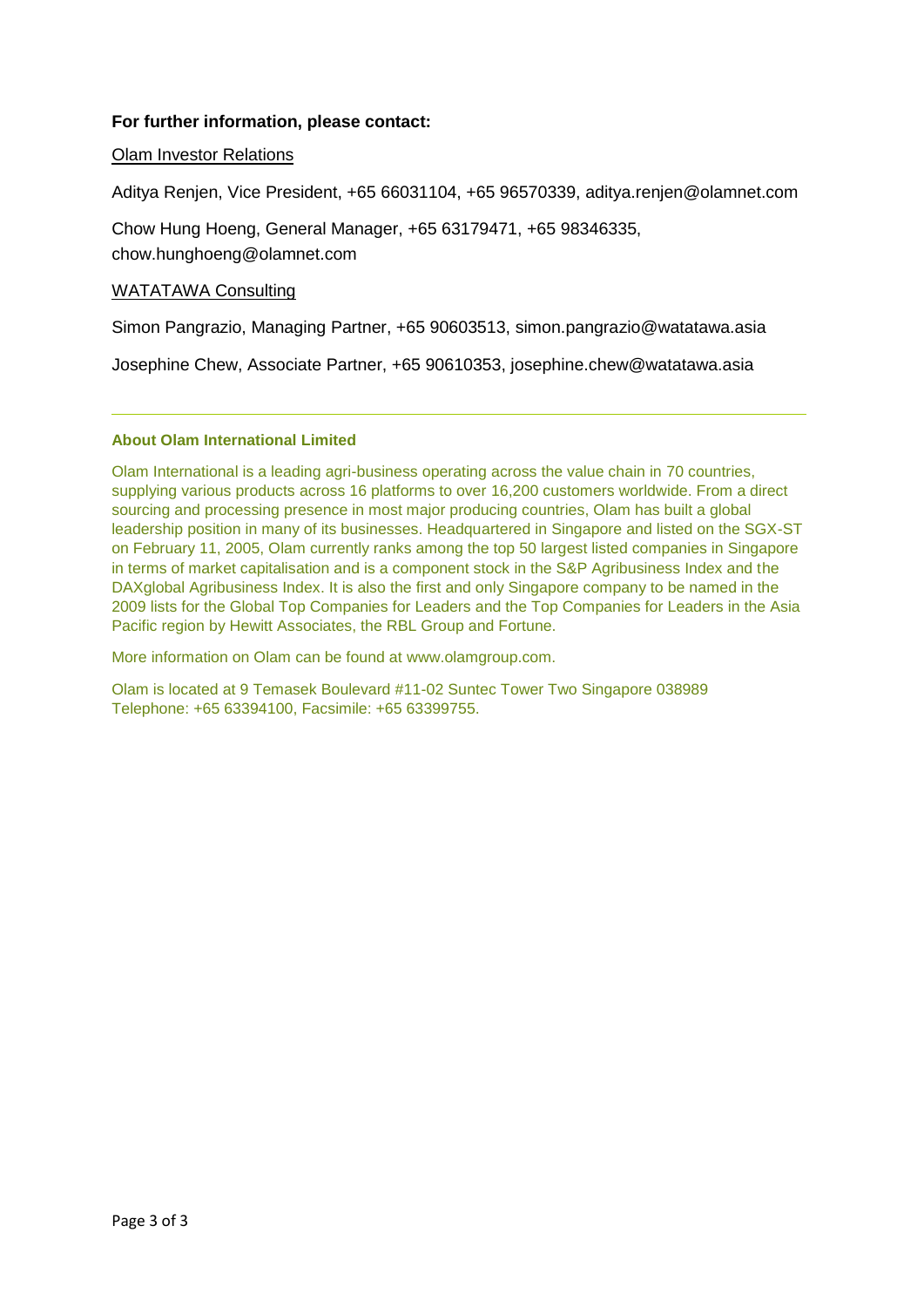**For further information, please contact:**

Olam Investor Relations

Aditya Renjen, Vice President, +65 66031104, +65 96570339, aditya.renjen@olamnet.com

Chow Hung Hoeng, General Manager, +65 63179471, +65 98346335, chow.hunghoeng@olamnet.com

WATATAWA Consulting

Simon Pangrazio, Managing Partner, +65 90603513, simon.pangrazio@watatawa.asia

Josephine Chew, Associate Partner, +65 90610353, josephine.chew@watatawa.asia

---

**About Olam International Limited**

Olam International is a leading agri-business operating across the value chain in 70 countries, supplying various products across 16 platforms to over 16,200 customers worldwide. From a direct sourcing and processing presence in most major producing countries, Olam has built a global leadership position in many of its businesses. Headquartered in Singapore and listed on the SGX-ST on February 11, 2005, Olam currently ranks among the top 50 largest listed companies in Singapore in terms of market capitalisation and is a component stock in the S&P Agribusiness Index and the DAXglobal Agribusiness Index. It is also the first and only Singapore company to be named in the 2009 lists for the Global Top Companies for Leaders and the Top Companies for Leaders in the Asia Pacific region by Hewitt Associates, the RBL Group and Fortune.

More information on Olam can be found at www.olamgroup.com.

Olam is located at 9 Temasek Boulevard #11-02 Suntec Tower Two Singapore 038989
Telephone: +65 63394100, Facsimile: +65 63399755.